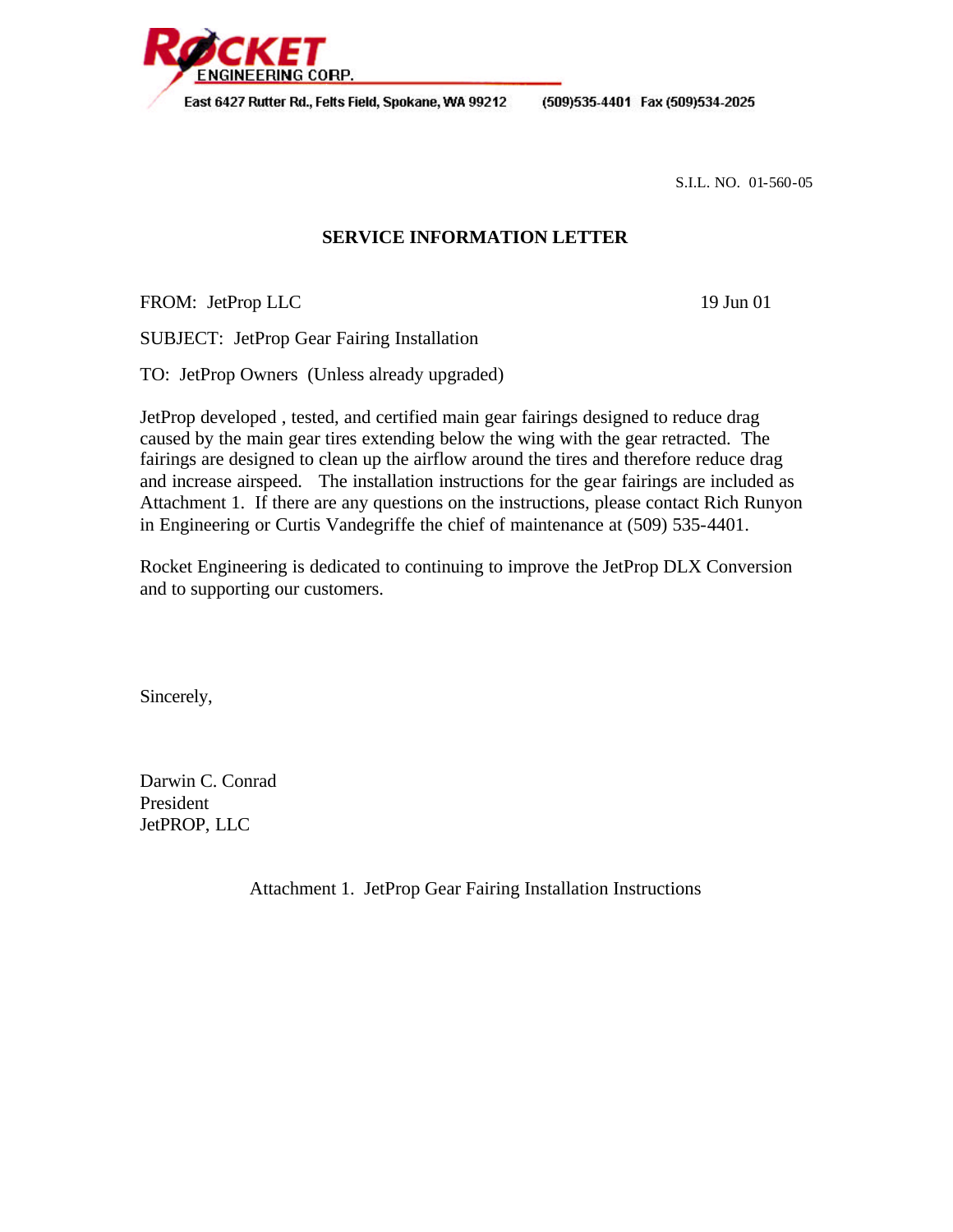ROCKET ENGINEERING CORP.

East 6427 Rutter Rd., Felts Field, Spokane, WA 99212 (509)535-4401 Fax (509)534-2025

S.I.L. NO. 01-560-05

## SERVICE INFORMATION LETTER

FROM: JetProp LLC 19 Jun 01

SUBJECT: JetProp Gear Fairing Installation

TO: JetProp Owners (Unless already upgraded)

JetProp developed , tested, and certified main gear fairings designed to reduce drag caused by the main gear tires extending below the wing with the gear retracted. The fairings are designed to clean up the airflow around the tires and therefore reduce drag and increase airspeed. The installation instructions for the gear fairings are included as Attachment 1. If there are any questions on the instructions, please contact Rich Runyon in Engineering or Curtis Vandegriffe the chief of maintenance at (509) 535-4401.

Rocket Engineering is dedicated to continuing to improve the JetProp DLX Conversion and to supporting our customers.

Sincerely,

Darwin C. Conrad
President
JetPROP, LLC

Attachment 1. JetProp Gear Fairing Installation Instructions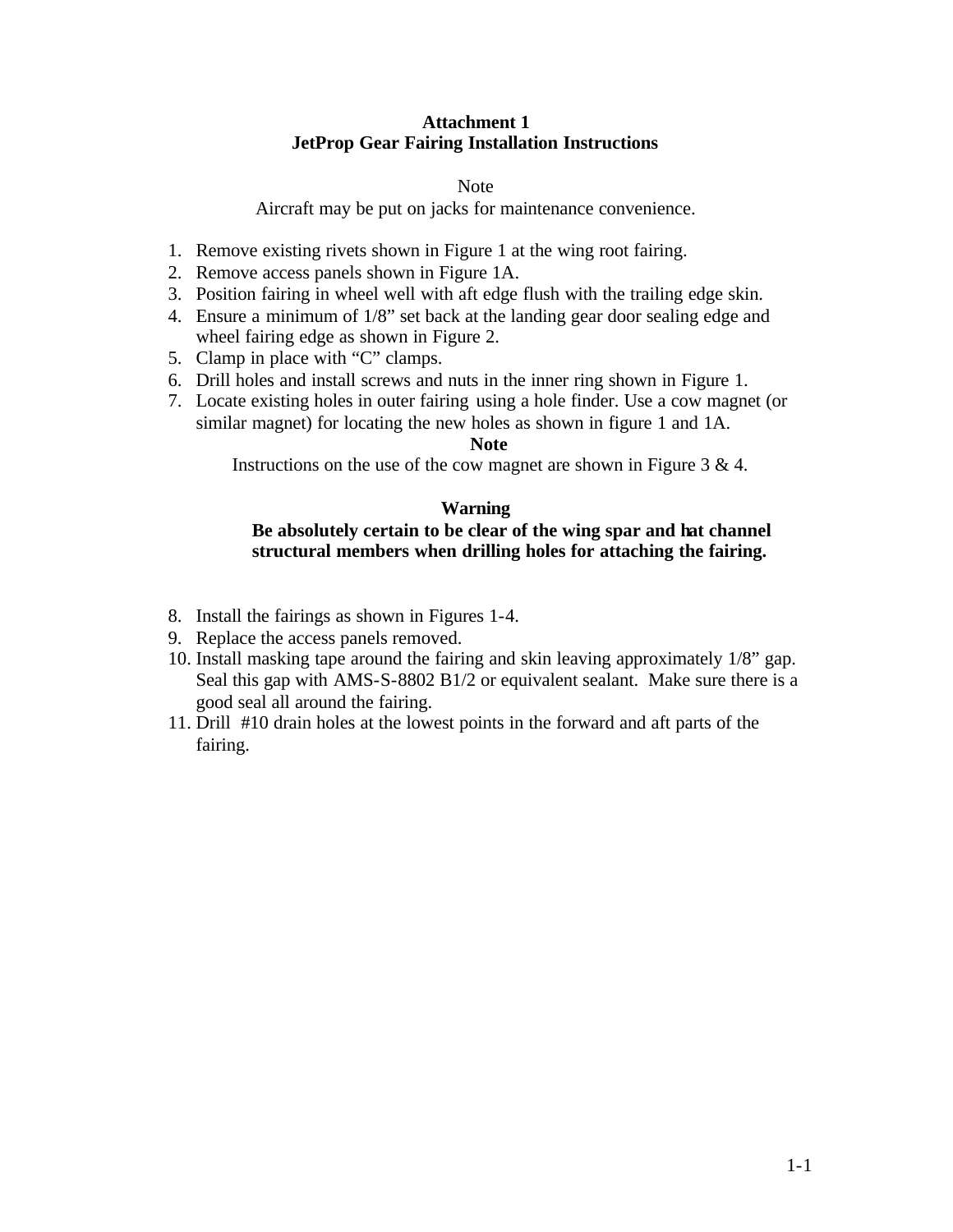# Attachment 1
## JetProp Gear Fairing Installation Instructions

Note

Aircraft may be put on jacks for maintenance convenience.

1. Remove existing rivets shown in Figure 1 at the wing root fairing.
2. Remove access panels shown in Figure 1A.
3. Position fairing in wheel well with aft edge flush with the trailing edge skin.
4. Ensure a minimum of 1/8" set back at the landing gear door sealing edge and wheel fairing edge as shown in Figure 2.
5. Clamp in place with "C" clamps.
6. Drill holes and install screws and nuts in the inner ring shown in Figure 1.
7. Locate existing holes in outer fairing using a hole finder. Use a cow magnet (or similar magnet) for locating the new holes as shown in figure 1 and 1A.

**Note**

Instructions on the use of the cow magnet are shown in Figure 3 & 4.

**Warning**

**Be absolutely certain to be clear of the wing spar and hat channel structural members when drilling holes for attaching the fairing.**

8. Install the fairings as shown in Figures 1-4.
9. Replace the access panels removed.
10. Install masking tape around the fairing and skin leaving approximately 1/8" gap. Seal this gap with AMS-S-8802 B1/2 or equivalent sealant. Make sure there is a good seal all around the fairing.
11. Drill #10 drain holes at the lowest points in the forward and aft parts of the fairing.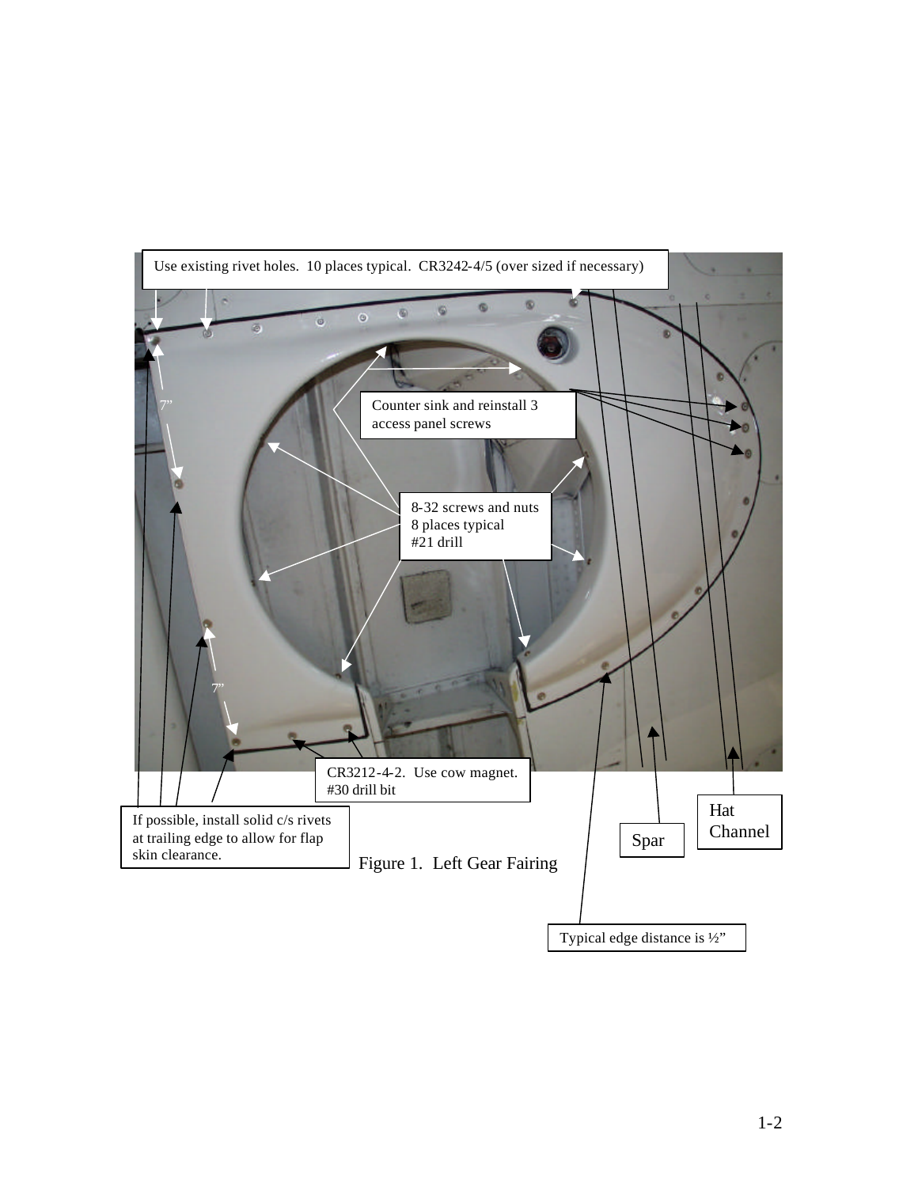Use existing rivet holes. 10 places typical. CR3242-4/5 (over sized if necessary)

7"

Counter sink and reinstall 3 access panel screws

8-32 screws and nuts
8 places typical
#21 drill

7"

CR3212-4-2. Use cow magnet.
#30 drill bit

If possible, install solid c/s rivets at trailing edge to allow for flap skin clearance.

Spar

Hat Channel

Figure 1. Left Gear Fairing

Typical edge distance is ½"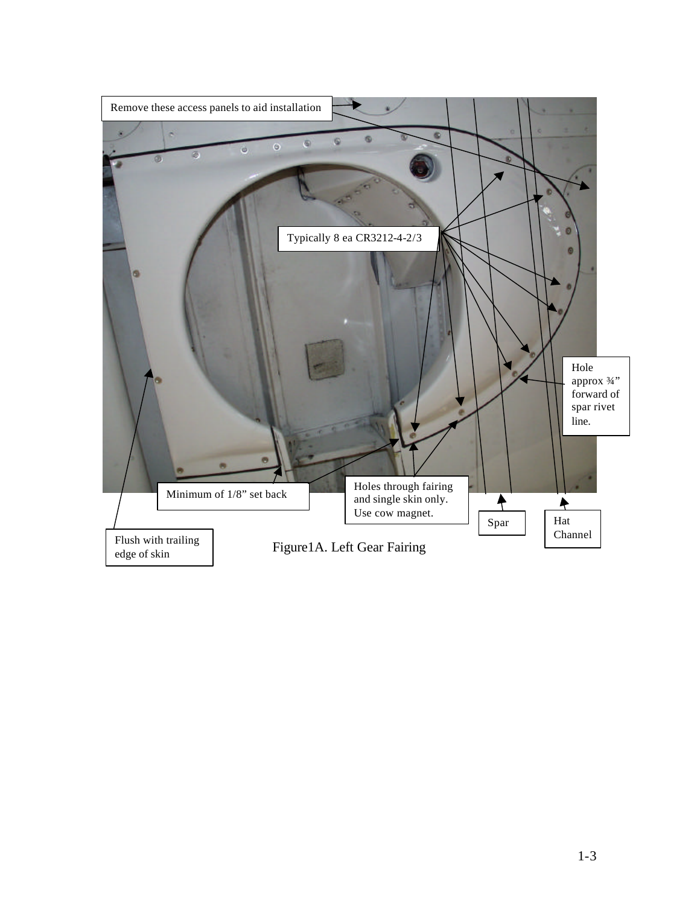Remove these access panels to aid installation

Typically 8 ea CR3212-4-2/3

Hole approx ¾" forward of spar rivet line.

Minimum of 1/8" set back

Holes through fairing and single skin only. Use cow magnet.

Spar

Hat Channel

Flush with trailing edge of skin

Figure1A. Left Gear Fairing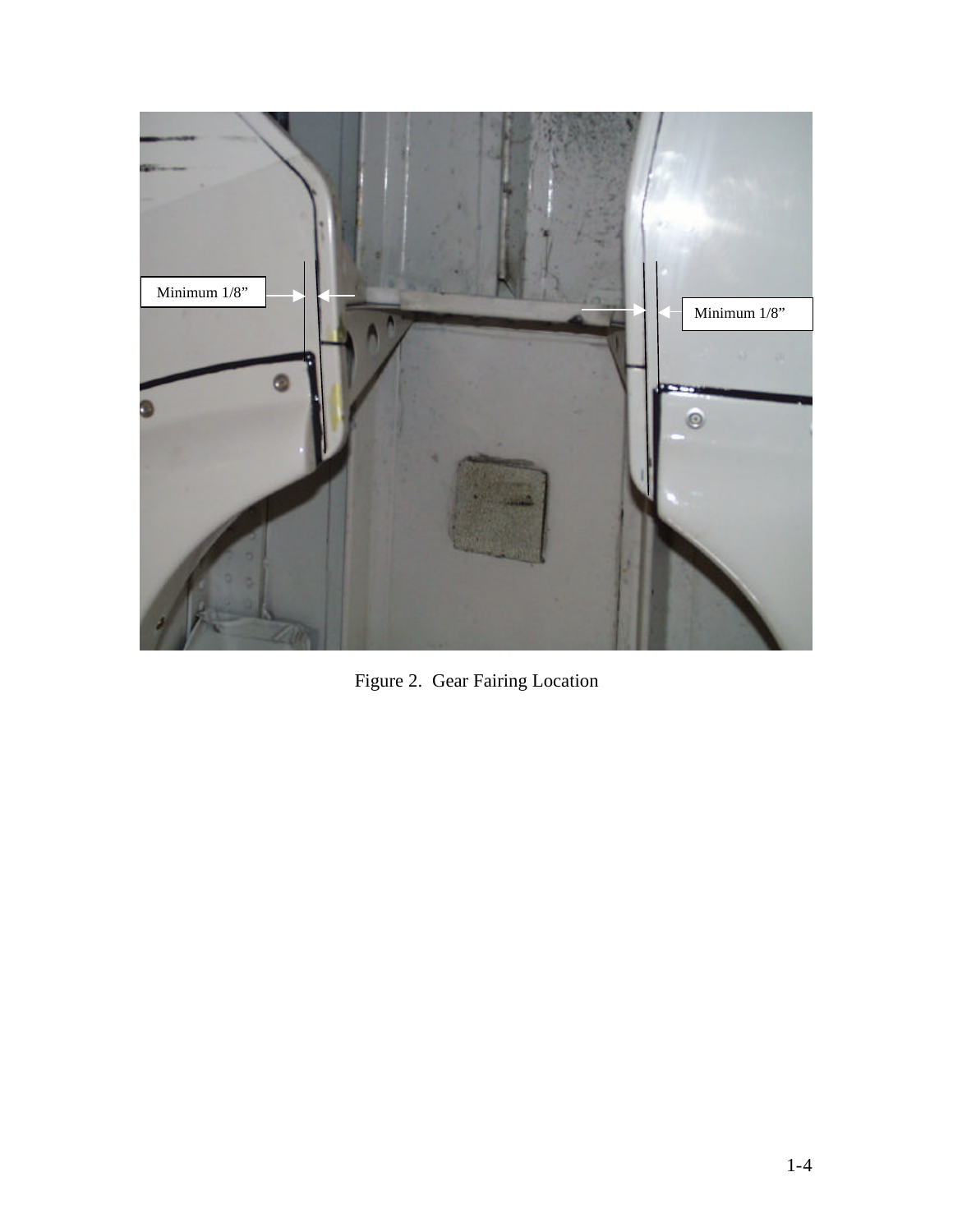Minimum 1/8”

Minimum 1/8”

Figure 2. Gear Fairing Location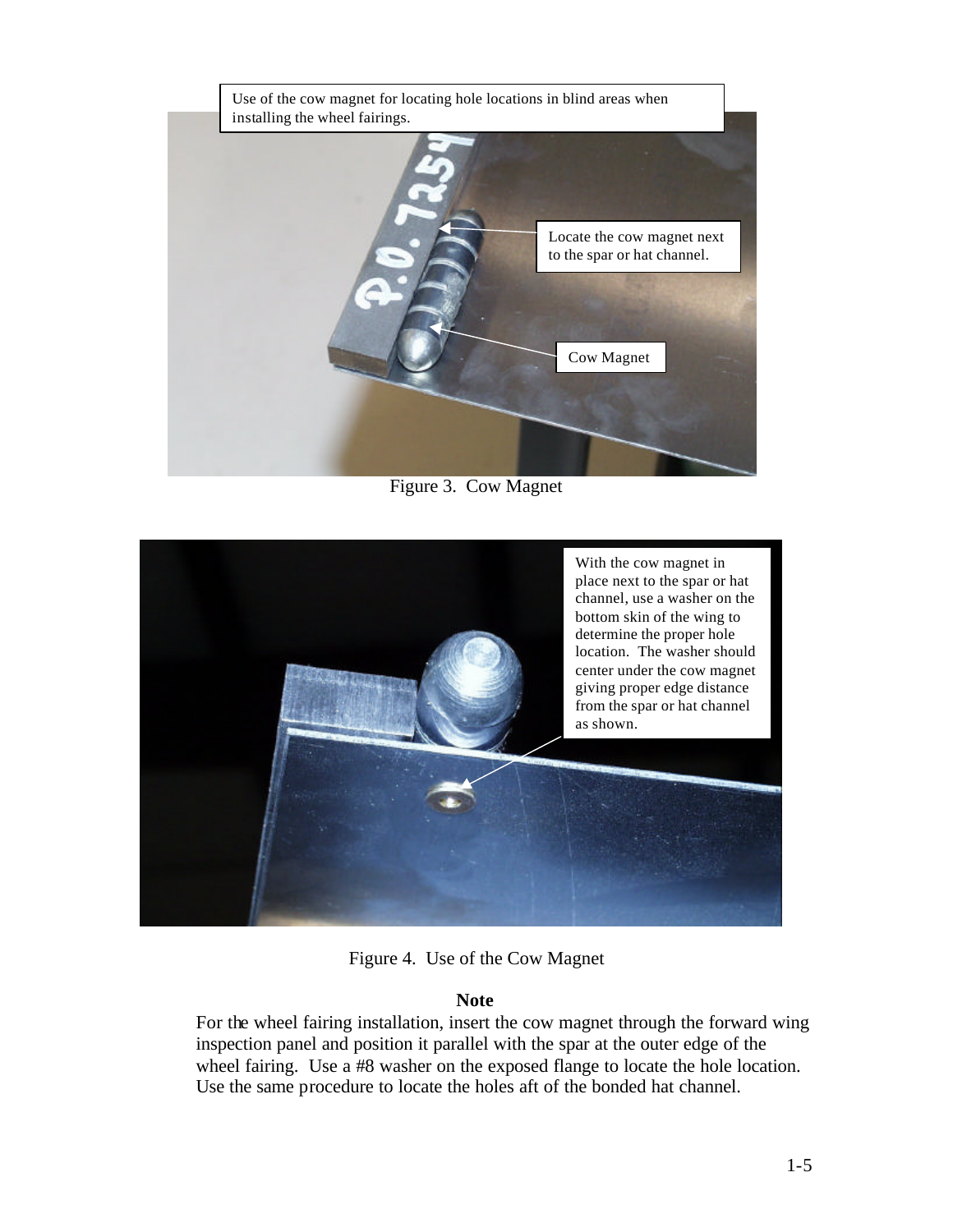Use of the cow magnet for locating hole locations in blind areas when installing the wheel fairings.

Locate the cow magnet next to the spar or hat channel.

Cow Magnet

Figure 3. Cow Magnet

With the cow magnet in place next to the spar or hat channel, use a washer on the bottom skin of the wing to determine the proper hole location. The washer should center under the cow magnet giving proper edge distance from the spar or hat channel as shown.

Figure 4. Use of the Cow Magnet

**Note**

For the wheel fairing installation, insert the cow magnet through the forward wing inspection panel and position it parallel with the spar at the outer edge of the wheel fairing. Use a #8 washer on the exposed flange to locate the hole location. Use the same procedure to locate the holes aft of the bonded hat channel.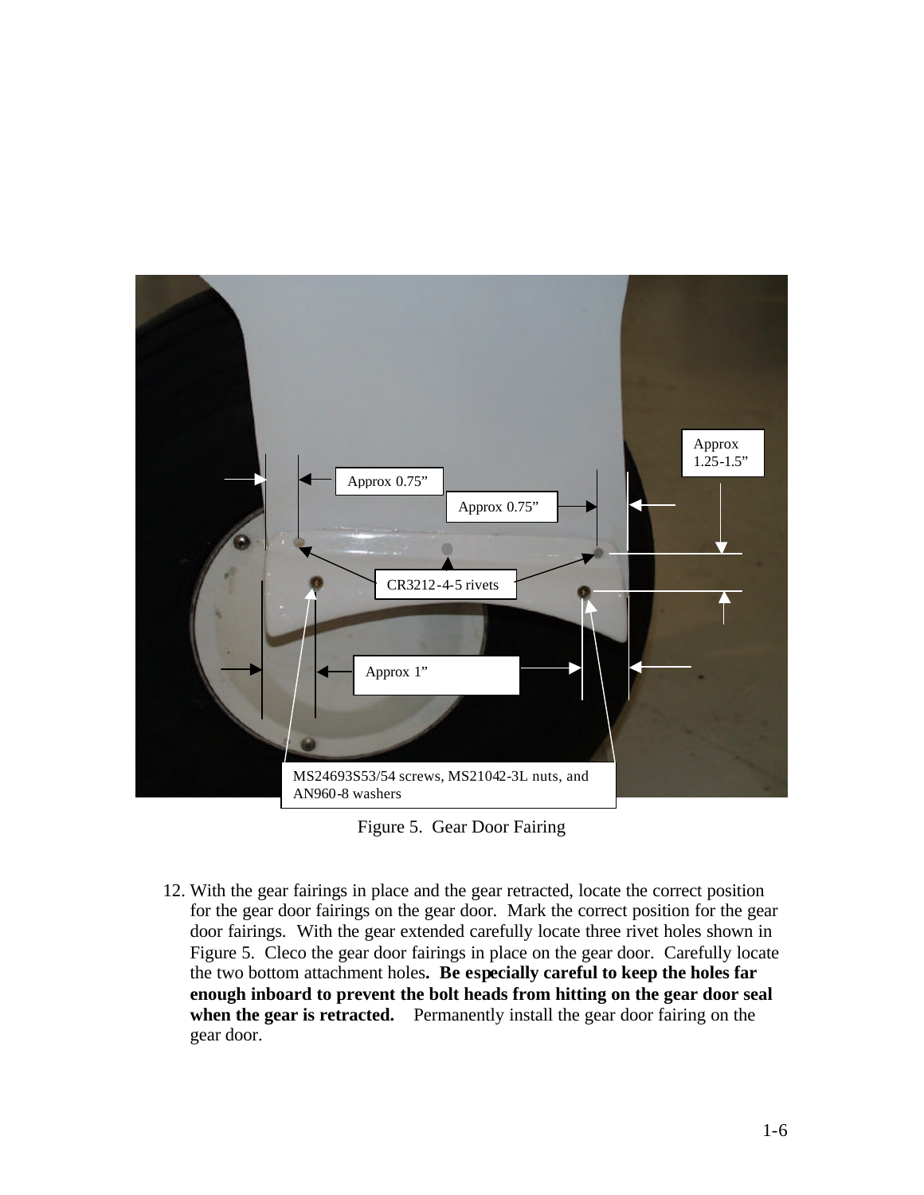Approx 0.75”

Approx 0.75”

Approx 1.25-1.5”

CR3212-4-5 rivets

Approx 1”

MS24693S53/54 screws, MS21042-3L nuts, and AN960-8 washers

Figure 5. Gear Door Fairing

12. With the gear fairings in place and the gear retracted, locate the correct position for the gear door fairings on the gear door. Mark the correct position for the gear door fairings. With the gear extended carefully locate three rivet holes shown in Figure 5. Cleco the gear door fairings in place on the gear door. Carefully locate the two bottom attachment holes**. Be especially careful to keep the holes far enough inboard to prevent the bolt heads from hitting on the gear door seal when the gear is retracted.** Permanently install the gear door fairing on the gear door.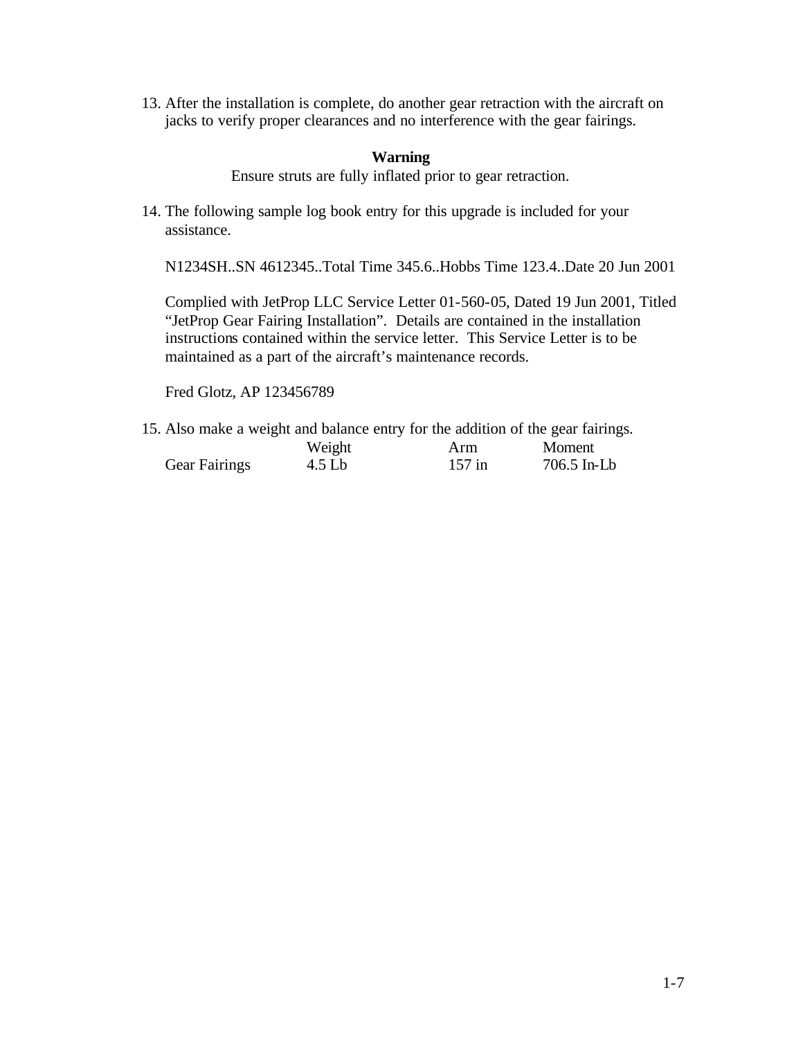13. After the installation is complete, do another gear retraction with the aircraft on jacks to verify proper clearances and no interference with the gear fairings.

**Warning**

Ensure struts are fully inflated prior to gear retraction.

14. The following sample log book entry for this upgrade is included for your assistance.

    N1234SH..SN 4612345..Total Time 345.6..Hobbs Time 123.4..Date 20 Jun 2001

    Complied with JetProp LLC Service Letter 01-560-05, Dated 19 Jun 2001, Titled "JetProp Gear Fairing Installation". Details are contained in the installation instructions contained within the service letter. This Service Letter is to be maintained as a part of the aircraft's maintenance records.

    Fred Glotz, AP 123456789

15. Also make a weight and balance entry for the addition of the gear fairings.

| | Weight | Arm | Moment |
|---|---|---|---|
| Gear Fairings | 4.5 Lb | 157 in | 706.5 In-Lb |